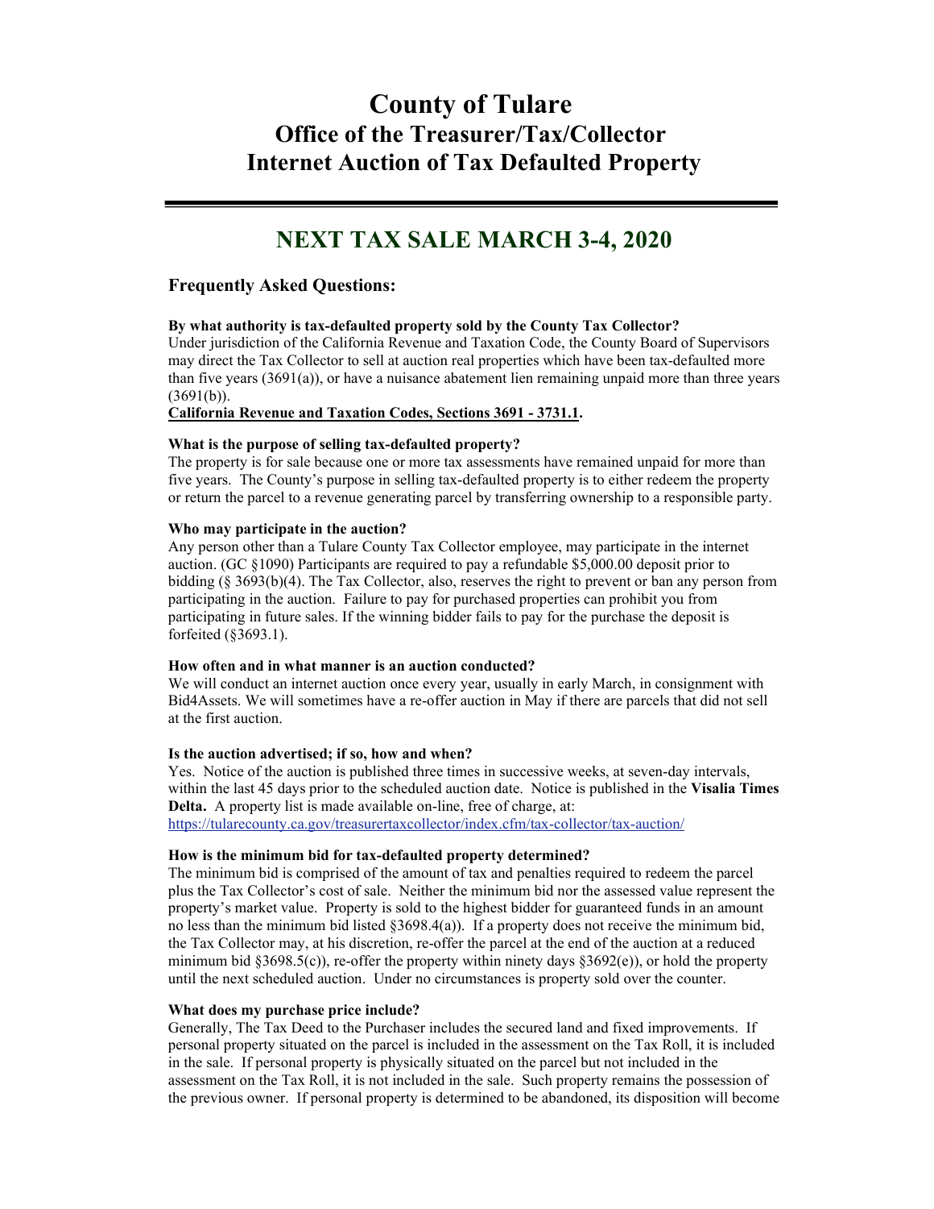# County of Tulare

## Office of the Treasurer/Tax/Collector

## Internet Auction of Tax Defaulted Property

---

## NEXT TAX SALE MARCH 3-4, 2020

### Frequently Asked Questions:

**By what authority is tax-defaulted property sold by the County Tax Collector?**

Under jurisdiction of the California Revenue and Taxation Code, the County Board of Supervisors may direct the Tax Collector to sell at auction real properties which have been tax-defaulted more than five years (3691(a)), or have a nuisance abatement lien remaining unpaid more than three years (3691(b)).

**California Revenue and Taxation Codes, Sections 3691 - 3731.1.**

**What is the purpose of selling tax-defaulted property?**

The property is for sale because one or more tax assessments have remained unpaid for more than five years. The County's purpose in selling tax-defaulted property is to either redeem the property or return the parcel to a revenue generating parcel by transferring ownership to a responsible party.

**Who may participate in the auction?**

Any person other than a Tulare County Tax Collector employee, may participate in the internet auction. (GC §1090) Participants are required to pay a refundable $5,000.00 deposit prior to bidding (§ 3693(b)(4). The Tax Collector, also, reserves the right to prevent or ban any person from participating in the auction. Failure to pay for purchased properties can prohibit you from participating in future sales. If the winning bidder fails to pay for the purchase the deposit is forfeited (§3693.1).

**How often and in what manner is an auction conducted?**

We will conduct an internet auction once every year, usually in early March, in consignment with Bid4Assets. We will sometimes have a re-offer auction in May if there are parcels that did not sell at the first auction.

**Is the auction advertised; if so, how and when?**

Yes. Notice of the auction is published three times in successive weeks, at seven-day intervals, within the last 45 days prior to the scheduled auction date. Notice is published in the **Visalia Times Delta.** A property list is made available on-line, free of charge, at: https://tularecounty.ca.gov/treasurertaxcollector/index.cfm/tax-collector/tax-auction/

**How is the minimum bid for tax-defaulted property determined?**

The minimum bid is comprised of the amount of tax and penalties required to redeem the parcel plus the Tax Collector's cost of sale. Neither the minimum bid nor the assessed value represent the property's market value. Property is sold to the highest bidder for guaranteed funds in an amount no less than the minimum bid listed §3698.4(a)). If a property does not receive the minimum bid, the Tax Collector may, at his discretion, re-offer the parcel at the end of the auction at a reduced minimum bid §3698.5(c)), re-offer the property within ninety days §3692(e)), or hold the property until the next scheduled auction. Under no circumstances is property sold over the counter.

**What does my purchase price include?**

Generally, The Tax Deed to the Purchaser includes the secured land and fixed improvements. If personal property situated on the parcel is included in the assessment on the Tax Roll, it is included in the sale. If personal property is physically situated on the parcel but not included in the assessment on the Tax Roll, it is not included in the sale. Such property remains the possession of the previous owner. If personal property is determined to be abandoned, its disposition will become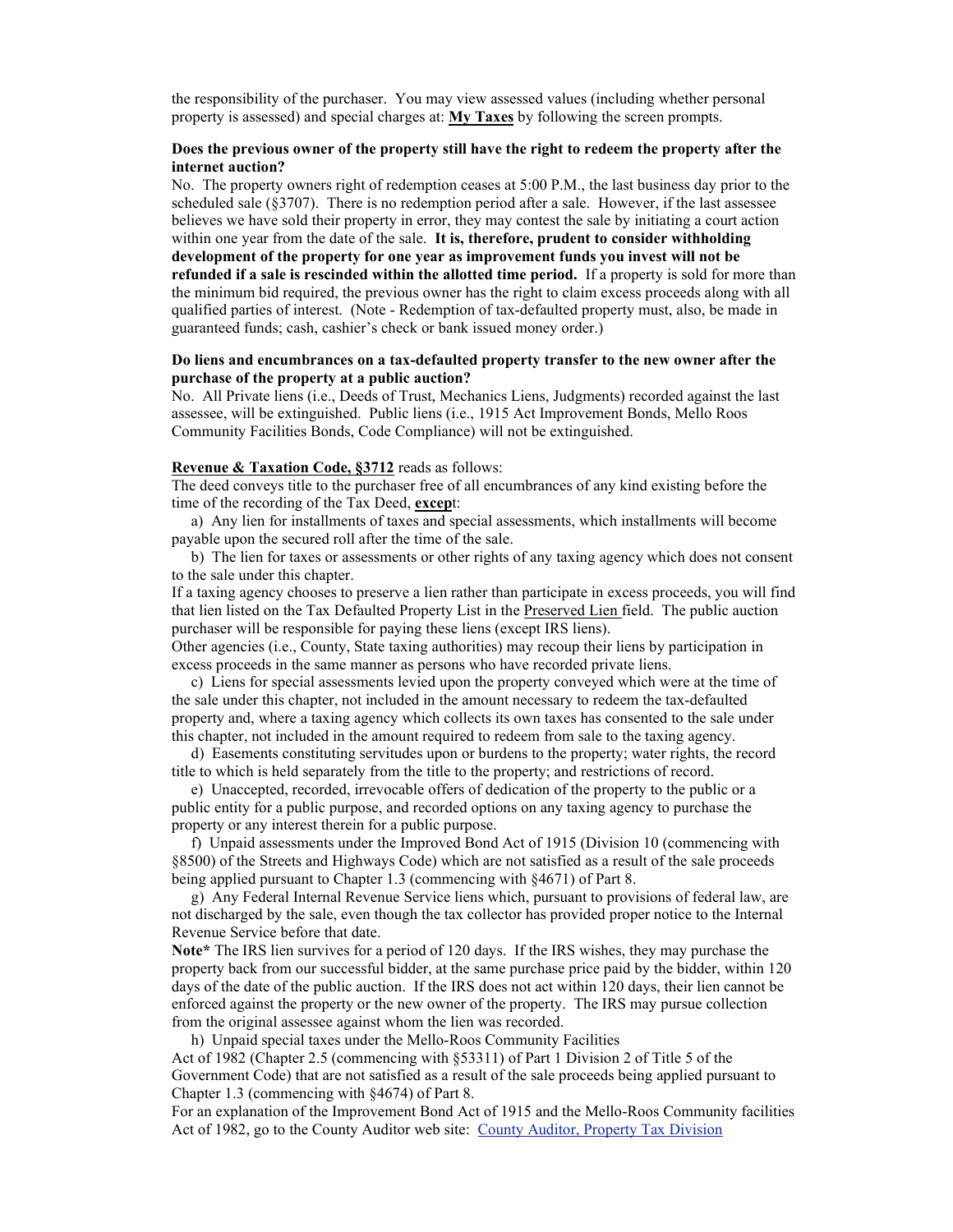the responsibility of the purchaser. You may view assessed values (including whether personal property is assessed) and special charges at: **My Taxes** by following the screen prompts.

**Does the previous owner of the property still have the right to redeem the property after the internet auction?**

No. The property owners right of redemption ceases at 5:00 P.M., the last business day prior to the scheduled sale (§3707). There is no redemption period after a sale. However, if the last assessee believes we have sold their property in error, they may contest the sale by initiating a court action within one year from the date of the sale. **It is, therefore, prudent to consider withholding development of the property for one year as improvement funds you invest will not be refunded if a sale is rescinded within the allotted time period.** If a property is sold for more than the minimum bid required, the previous owner has the right to claim excess proceeds along with all qualified parties of interest. (Note - Redemption of tax-defaulted property must, also, be made in guaranteed funds; cash, cashier's check or bank issued money order.)

**Do liens and encumbrances on a tax-defaulted property transfer to the new owner after the purchase of the property at a public auction?**

No. All Private liens (i.e., Deeds of Trust, Mechanics Liens, Judgments) recorded against the last assessee, will be extinguished. Public liens (i.e., 1915 Act Improvement Bonds, Mello Roos Community Facilities Bonds, Code Compliance) will not be extinguished.

**Revenue & Taxation Code, §3712** reads as follows:

The deed conveys title to the purchaser free of all encumbrances of any kind existing before the time of the recording of the Tax Deed, **excep**t:

a) Any lien for installments of taxes and special assessments, which installments will become payable upon the secured roll after the time of the sale.

b) The lien for taxes or assessments or other rights of any taxing agency which does not consent to the sale under this chapter.

If a taxing agency chooses to preserve a lien rather than participate in excess proceeds, you will find that lien listed on the Tax Defaulted Property List in the Preserved Lien field. The public auction purchaser will be responsible for paying these liens (except IRS liens).

Other agencies (i.e., County, State taxing authorities) may recoup their liens by participation in excess proceeds in the same manner as persons who have recorded private liens.

c) Liens for special assessments levied upon the property conveyed which were at the time of the sale under this chapter, not included in the amount necessary to redeem the tax-defaulted property and, where a taxing agency which collects its own taxes has consented to the sale under this chapter, not included in the amount required to redeem from sale to the taxing agency.

d) Easements constituting servitudes upon or burdens to the property; water rights, the record title to which is held separately from the title to the property; and restrictions of record.

e) Unaccepted, recorded, irrevocable offers of dedication of the property to the public or a public entity for a public purpose, and recorded options on any taxing agency to purchase the property or any interest therein for a public purpose.

f) Unpaid assessments under the Improved Bond Act of 1915 (Division 10 (commencing with §8500) of the Streets and Highways Code) which are not satisfied as a result of the sale proceeds being applied pursuant to Chapter 1.3 (commencing with §4671) of Part 8.

g) Any Federal Internal Revenue Service liens which, pursuant to provisions of federal law, are not discharged by the sale, even though the tax collector has provided proper notice to the Internal Revenue Service before that date.

**Note*** The IRS lien survives for a period of 120 days. If the IRS wishes, they may purchase the property back from our successful bidder, at the same purchase price paid by the bidder, within 120 days of the date of the public auction. If the IRS does not act within 120 days, their lien cannot be enforced against the property or the new owner of the property. The IRS may pursue collection from the original assessee against whom the lien was recorded.

h) Unpaid special taxes under the Mello-Roos Community Facilities Act of 1982 (Chapter 2.5 (commencing with §53311) of Part 1 Division 2 of Title 5 of the Government Code) that are not satisfied as a result of the sale proceeds being applied pursuant to Chapter 1.3 (commencing with §4674) of Part 8.

For an explanation of the Improvement Bond Act of 1915 and the Mello-Roos Community facilities Act of 1982, go to the County Auditor web site: County Auditor, Property Tax Division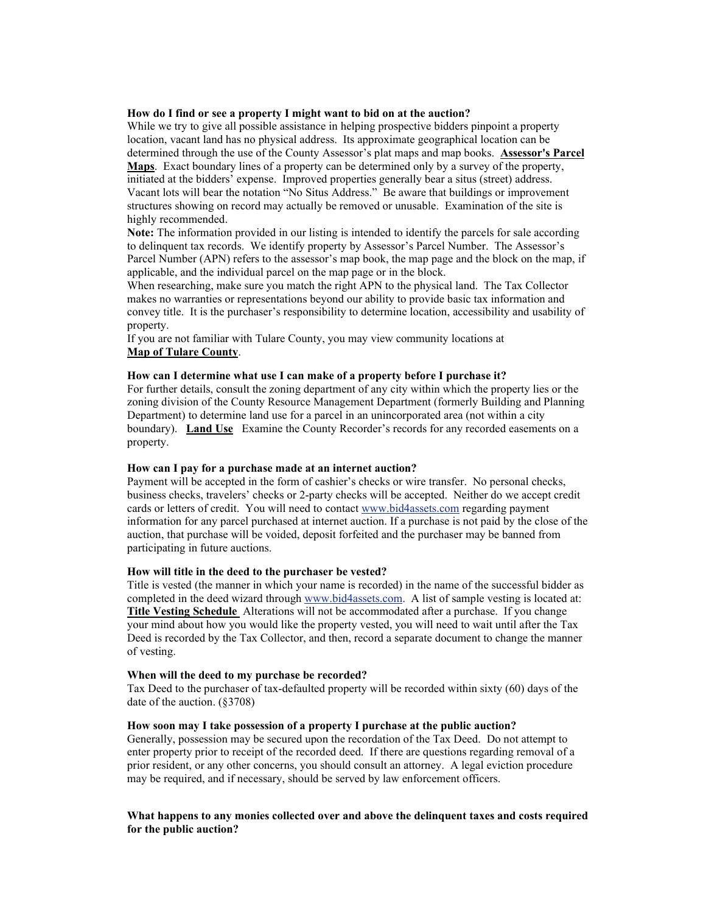**How do I find or see a property I might want to bid on at the auction?**

While we try to give all possible assistance in helping prospective bidders pinpoint a property location, vacant land has no physical address. Its approximate geographical location can be determined through the use of the County Assessor's plat maps and map books. **Assessor's Parcel Maps**. Exact boundary lines of a property can be determined only by a survey of the property, initiated at the bidders' expense. Improved properties generally bear a situs (street) address. Vacant lots will bear the notation "No Situs Address." Be aware that buildings or improvement structures showing on record may actually be removed or unusable. Examination of the site is highly recommended.

**Note:** The information provided in our listing is intended to identify the parcels for sale according to delinquent tax records. We identify property by Assessor's Parcel Number. The Assessor's Parcel Number (APN) refers to the assessor's map book, the map page and the block on the map, if applicable, and the individual parcel on the map page or in the block.

When researching, make sure you match the right APN to the physical land. The Tax Collector makes no warranties or representations beyond our ability to provide basic tax information and convey title. It is the purchaser's responsibility to determine location, accessibility and usability of property.

If you are not familiar with Tulare County, you may view community locations at **Map of Tulare County**.

**How can I determine what use I can make of a property before I purchase it?**

For further details, consult the zoning department of any city within which the property lies or the zoning division of the County Resource Management Department (formerly Building and Planning Department) to determine land use for a parcel in an unincorporated area (not within a city boundary). **Land Use** Examine the County Recorder's records for any recorded easements on a property.

**How can I pay for a purchase made at an internet auction?**

Payment will be accepted in the form of cashier's checks or wire transfer. No personal checks, business checks, travelers' checks or 2-party checks will be accepted. Neither do we accept credit cards or letters of credit. You will need to contact www.bid4assets.com regarding payment information for any parcel purchased at internet auction. If a purchase is not paid by the close of the auction, that purchase will be voided, deposit forfeited and the purchaser may be banned from participating in future auctions.

**How will title in the deed to the purchaser be vested?**

Title is vested (the manner in which your name is recorded) in the name of the successful bidder as completed in the deed wizard through www.bid4assets.com. A list of sample vesting is located at: **Title Vesting Schedule** Alterations will not be accommodated after a purchase. If you change your mind about how you would like the property vested, you will need to wait until after the Tax Deed is recorded by the Tax Collector, and then, record a separate document to change the manner of vesting.

**When will the deed to my purchase be recorded?**

Tax Deed to the purchaser of tax-defaulted property will be recorded within sixty (60) days of the date of the auction. (§3708)

**How soon may I take possession of a property I purchase at the public auction?**

Generally, possession may be secured upon the recordation of the Tax Deed. Do not attempt to enter property prior to receipt of the recorded deed. If there are questions regarding removal of a prior resident, or any other concerns, you should consult an attorney. A legal eviction procedure may be required, and if necessary, should be served by law enforcement officers.

**What happens to any monies collected over and above the delinquent taxes and costs required for the public auction?**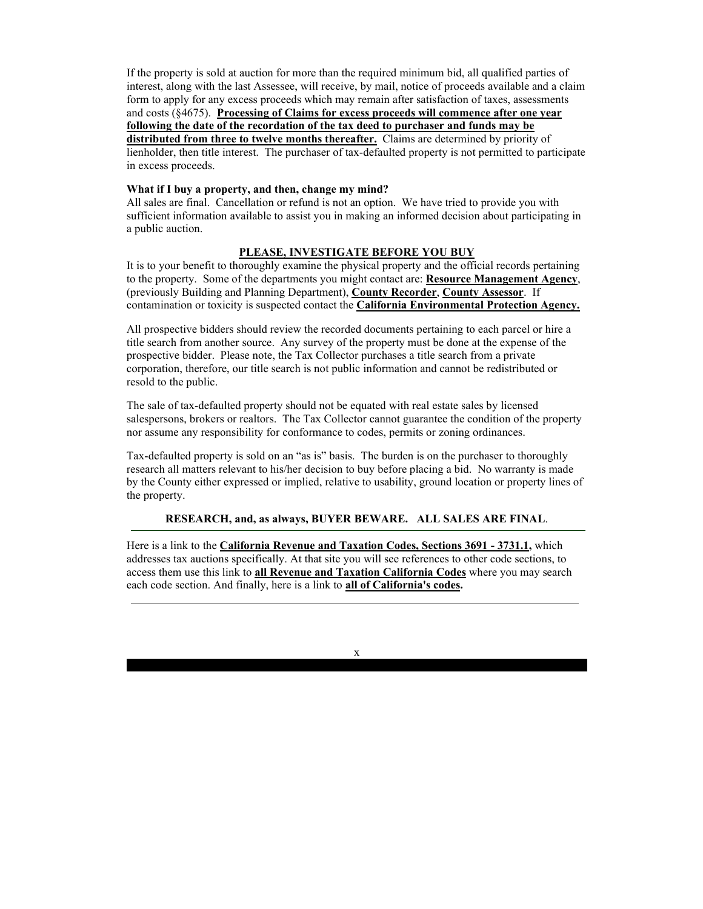If the property is sold at auction for more than the required minimum bid, all qualified parties of interest, along with the last Assessee, will receive, by mail, notice of proceeds available and a claim form to apply for any excess proceeds which may remain after satisfaction of taxes, assessments and costs (§4675). **Processing of Claims for excess proceeds will commence after one year following the date of the recordation of the tax deed to purchaser and funds may be distributed from three to twelve months thereafter.** Claims are determined by priority of lienholder, then title interest. The purchaser of tax-defaulted property is not permitted to participate in excess proceeds.

**What if I buy a property, and then, change my mind?**

All sales are final. Cancellation or refund is not an option. We have tried to provide you with sufficient information available to assist you in making an informed decision about participating in a public auction.

## PLEASE, INVESTIGATE BEFORE YOU BUY

It is to your benefit to thoroughly examine the physical property and the official records pertaining to the property. Some of the departments you might contact are: **Resource Management Agency**, (previously Building and Planning Department), **County Recorder**, **County Assessor**. If contamination or toxicity is suspected contact the **California Environmental Protection Agency.**

All prospective bidders should review the recorded documents pertaining to each parcel or hire a title search from another source. Any survey of the property must be done at the expense of the prospective bidder. Please note, the Tax Collector purchases a title search from a private corporation, therefore, our title search is not public information and cannot be redistributed or resold to the public.

The sale of tax-defaulted property should not be equated with real estate sales by licensed salespersons, brokers or realtors. The Tax Collector cannot guarantee the condition of the property nor assume any responsibility for conformance to codes, permits or zoning ordinances.

Tax-defaulted property is sold on an "as is" basis. The burden is on the purchaser to thoroughly research all matters relevant to his/her decision to buy before placing a bid. No warranty is made by the County either expressed or implied, relative to usability, ground location or property lines of the property.

**RESEARCH, and, as always, BUYER BEWARE. ALL SALES ARE FINAL**.

---

Here is a link to the **California Revenue and Taxation Codes, Sections 3691 - 3731.1,** which addresses tax auctions specifically. At that site you will see references to other code sections, to access them use this link to **all Revenue and Taxation California Codes** where you may search each code section. And finally, here is a link to **all of California's codes.**

---